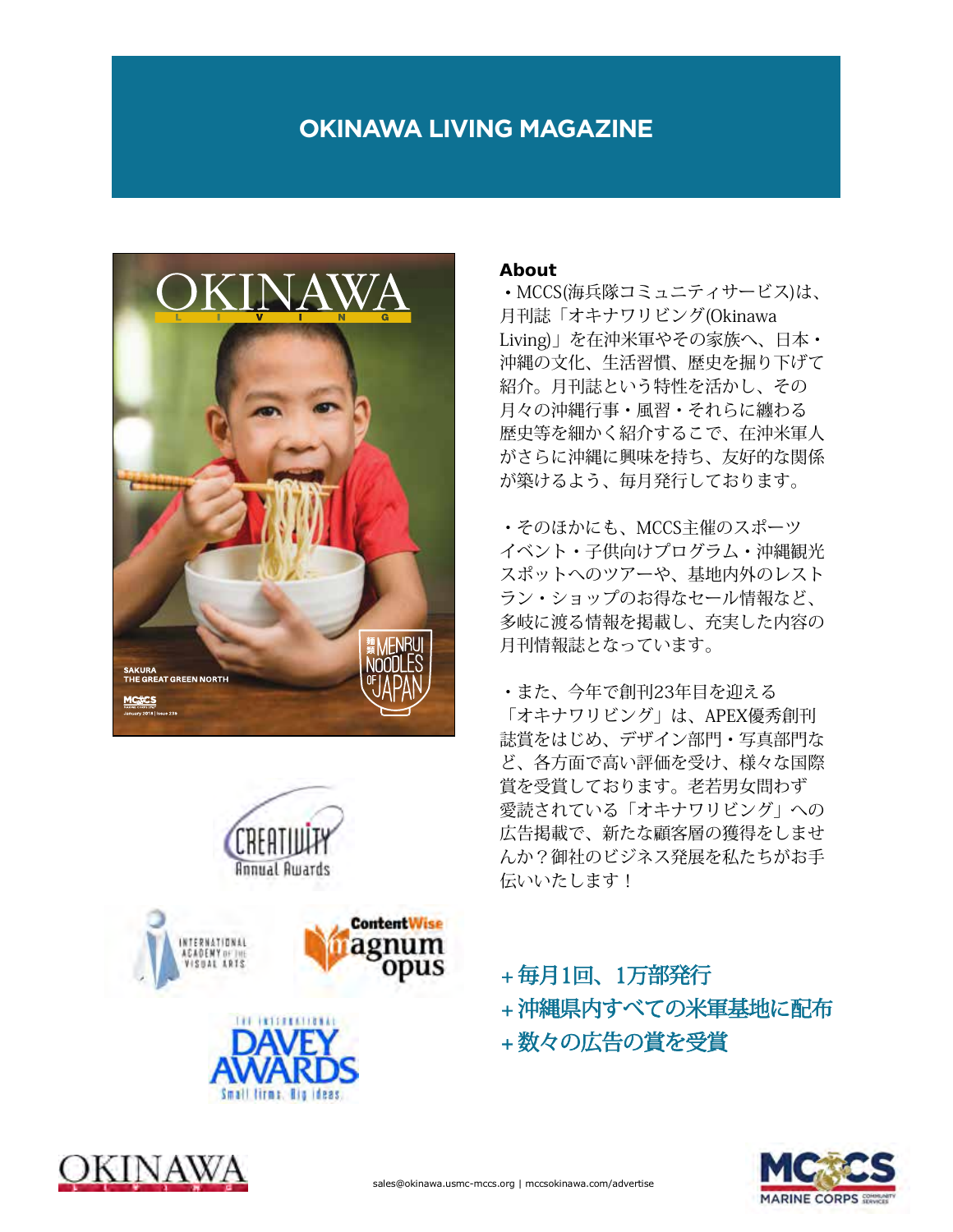# OKINAWA LIVING MAGAZINE

## About

・MCCS(海兵隊コミュニティサービス)は、月刊誌「オキナワリビング(Okinawa Living)」を在沖米軍やその家族へ、日本・沖縄の文化、生活習慣、歴史を掘り下げて紹介。月刊誌という特性を活かし、その月々の沖縄行事・風習・それらに纏わる歴史等を細かく紹介するこで、在沖米軍人がさらに沖縄に興味を持ち、友好的な関係が築けるよう、毎月発行しております。

・そのほかにも、MCCS主催のスポーツイベント・子供向けプログラム・沖縄観光スポットへのツアーや、基地内外のレストラン・ショップのお得なセール情報など、多岐に渡る情報を掲載し、充実した内容の月刊情報誌となっています。

・また、今年で創刊23年目を迎える「オキナワリビング」は、APEX優秀創刊誌賞をはじめ、デザイン部門・写真部門など、各方面で高い評価を受け、様々な国際賞を受賞しております。老若男女問わず愛読されている「オキナワリビング」への広告掲載で、新たな顧客層の獲得をしませんか？御社のビジネス発展を私たちがお手伝いいたします！

+ 毎月1回、1万部発行
+ 沖縄県内すべての米軍基地に配布
+ 数々の広告の賞を受賞

sales@okinawa.usmc-mccs.org | mccsokinawa.com/advertise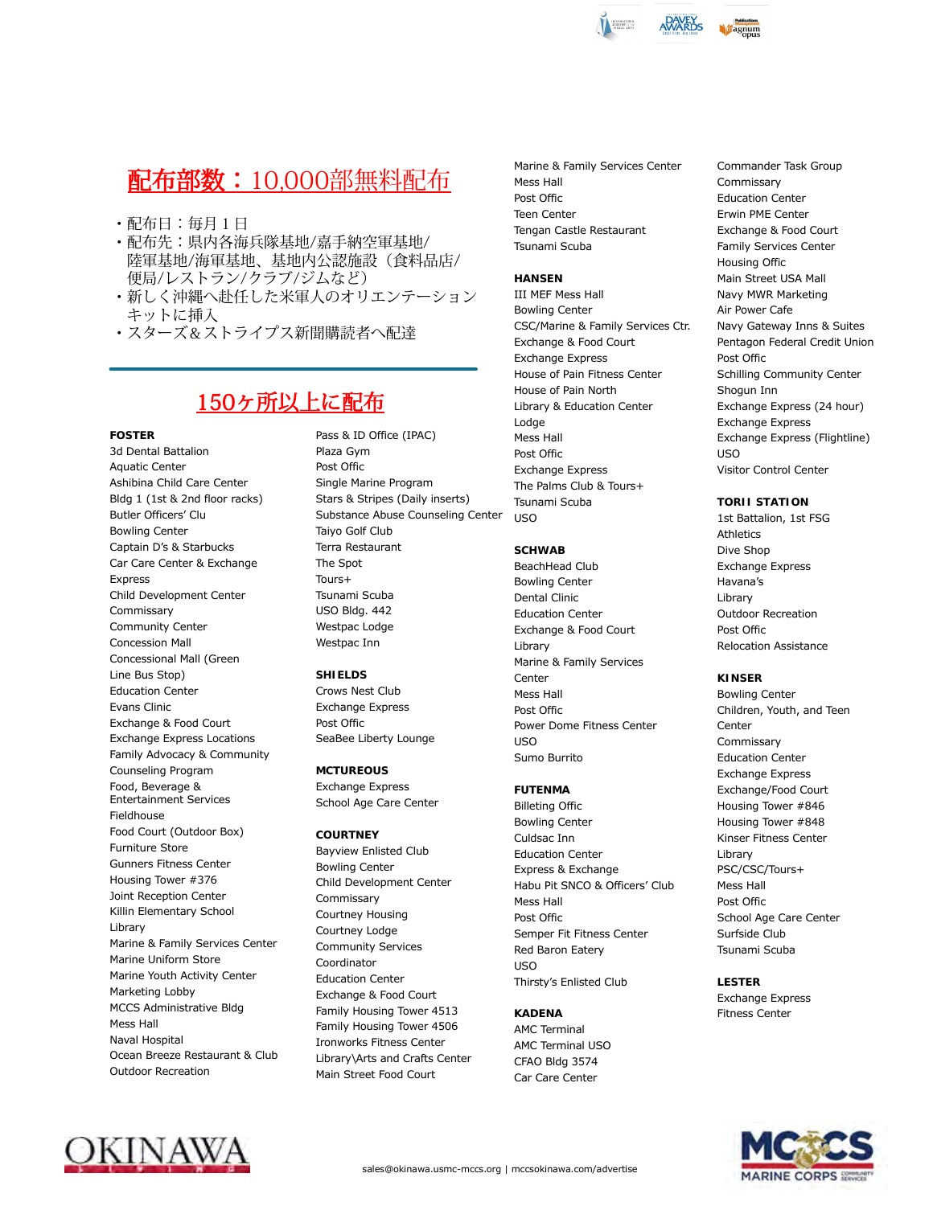## 配布部数：10,000部無料配布

- 配布日：毎月１日
- 配布先：県内各海兵隊基地/嘉手納空軍基地/陸軍基地/海軍基地、基地内公認施設（食料品店/便局/レストラン/クラブ/ジムなど）
- 新しく沖縄へ赴任した米軍人のオリエンテーションキットに挿入
- スターズ＆ストライプス新聞購読者へ配達

## 150ヶ所以上に配布

**FOSTER**
3d Dental Battalion
Aquatic Center
Ashibina Child Care Center
Bldg 1 (1st & 2nd floor racks)
Butler Officers' Clu
Bowling Center
Captain D's & Starbucks
Car Care Center & Exchange Express
Child Development Center
Commissary
Community Center
Concession Mall
Concessional Mall (Green Line Bus Stop)
Education Center
Evans Clinic
Exchange & Food Court
Exchange Express Locations
Family Advocacy & Community Counseling Program
Food, Beverage & Entertainment Services
Fieldhouse
Food Court (Outdoor Box)
Furniture Store
Gunners Fitness Center
Housing Tower #376
Joint Reception Center
Killin Elementary School
Library
Marine & Family Services Center
Marine Uniform Store
Marine Youth Activity Center
Marketing Lobby
MCCS Administrative Bldg
Mess Hall
Naval Hospital
Ocean Breeze Restaurant & Club
Outdoor Recreation
Pass & ID Office (IPAC)
Plaza Gym
Post Offic
Single Marine Program
Stars & Stripes (Daily inserts)
Substance Abuse Counseling Center
Taiyo Golf Club
Terra Restaurant
The Spot
Tours+
Tsunami Scuba
USO Bldg. 442
Westpac Lodge
Westpac Inn

**SHIELDS**
Crows Nest Club
Exchange Express
Post Offic
SeaBee Liberty Lounge

**MCTUREOUS**
Exchange Express
School Age Care Center

**COURTNEY**
Bayview Enlisted Club
Bowling Center
Child Development Center
Commissary
Courtney Housing
Courtney Lodge
Community Services Coordinator
Education Center
Exchange & Food Court
Family Housing Tower 4513
Family Housing Tower 4506
Ironworks Fitness Center
Library\Arts and Crafts Center
Main Street Food Court
Marine & Family Services Center
Mess Hall
Post Offic
Teen Center
Tengan Castle Restaurant
Tsunami Scuba

**HANSEN**
III MEF Mess Hall
Bowling Center
CSC/Marine & Family Services Ctr.
Exchange & Food Court
Exchange Express
House of Pain Fitness Center
House of Pain North
Library & Education Center
Lodge
Mess Hall
Post Offic
Exchange Express
The Palms Club & Tours+
Tsunami Scuba
USO

**SCHWAB**
BeachHead Club
Bowling Center
Dental Clinic
Education Center
Exchange & Food Court
Library
Marine & Family Services Center
Mess Hall
Post Offic
Power Dome Fitness Center
USO
Sumo Burrito

**FUTENMA**
Billeting Offic
Bowling Center
Culdsac Inn
Education Center
Express & Exchange
Habu Pit SNCO & Officers' Club
Mess Hall
Post Offic
Semper Fit Fitness Center
Red Baron Eatery
USO
Thirsty's Enlisted Club

**KADENA**
AMC Terminal
AMC Terminal USO
CFAO Bldg 3574
Car Care Center
Commander Task Group
Commissary
Education Center
Erwin PME Center
Exchange & Food Court
Family Services Center
Housing Offic
Main Street USA Mall
Navy MWR Marketing
Air Power Cafe
Navy Gateway Inns & Suites
Pentagon Federal Credit Union
Post Offic
Schilling Community Center
Shogun Inn
Exchange Express (24 hour)
Exchange Express
Exchange Express (Flightline)
USO
Visitor Control Center

**TORII STATION**
1st Battalion, 1st FSG
Athletics
Dive Shop
Exchange Express
Havana's
Library
Outdoor Recreation
Post Offic
Relocation Assistance

**KINSER**
Bowling Center
Children, Youth, and Teen Center
Commissary
Education Center
Exchange Express
Exchange/Food Court
Housing Tower #846
Housing Tower #848
Kinser Fitness Center
Library
PSC/CSC/Tours+
Mess Hall
Post Offic
School Age Care Center
Surfside Club
Tsunami Scuba

**LESTER**
Exchange Express
Fitness Center

sales@okinawa.usmc-mccs.org | mccsokinawa.com/advertise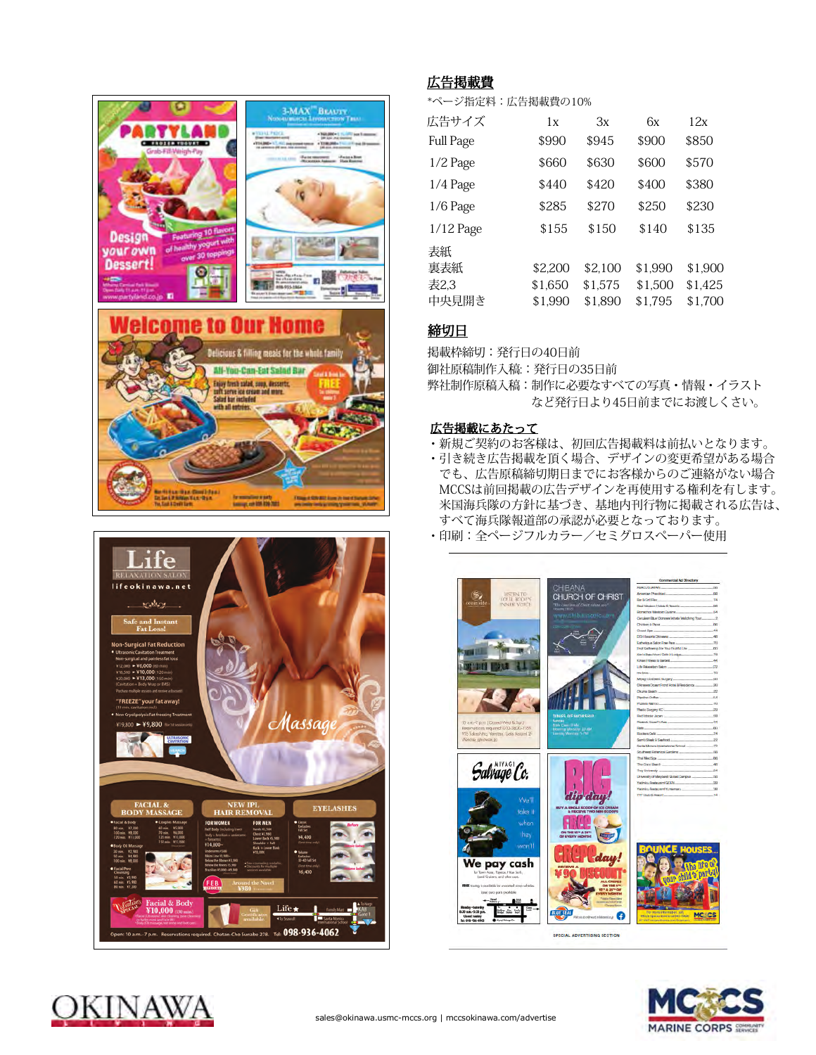## 広告掲載費

*ページ指定料：広告掲載費の10%

| 広告サイズ | 1x | 3x | 6x | 12x |
|---|---|---|---|---|
| Full Page | $990 | $945 | $900 | $850 |
| 1/2 Page | $660 | $630 | $600 | $570 |
| 1/4 Page | $440 | $420 | $400 | $380 |
| 1/6 Page | $285 | $270 | $250 | $230 |
| 1/12 Page | $155 | $150 | $140 | $135 |
| 表紙 | | | | |
| 裏表紙 | $2,200 | $2,100 | $1,990 | $1,900 |
| 表2,3 | $1,650 | $1,575 | $1,500 | $1,425 |
| 中央見開き | $1,990 | $1,890 | $1,795 | $1,700 |

## 締切日

掲載枠締切：発行日の40日前
御社原稿制作入稿：発行日の35日前
弊社制作原稿入稿：制作に必要なすべての写真・情報・イラスト
など発行日より45日前までにお渡しください。

## 広告掲載にあたって

・新規ご契約のお客様は、初回広告掲載料は前払いとなります。
・引き続き広告掲載を頂く場合、デザインの変更希望がある場合でも、広告原稿締切期日までにお客様からのご連絡がない場合MCCSは前回掲載の広告デザインを再使用する権利を有します。米国海兵隊の方針に基づき、基地内刊行物に掲載される広告は、すべて海兵隊報道部の承認が必要となっております。
・印刷：全ページフルカラー／セミグロスペーパー使用

sales@okinawa.usmc-mccs.org | mccsokinawa.com/advertise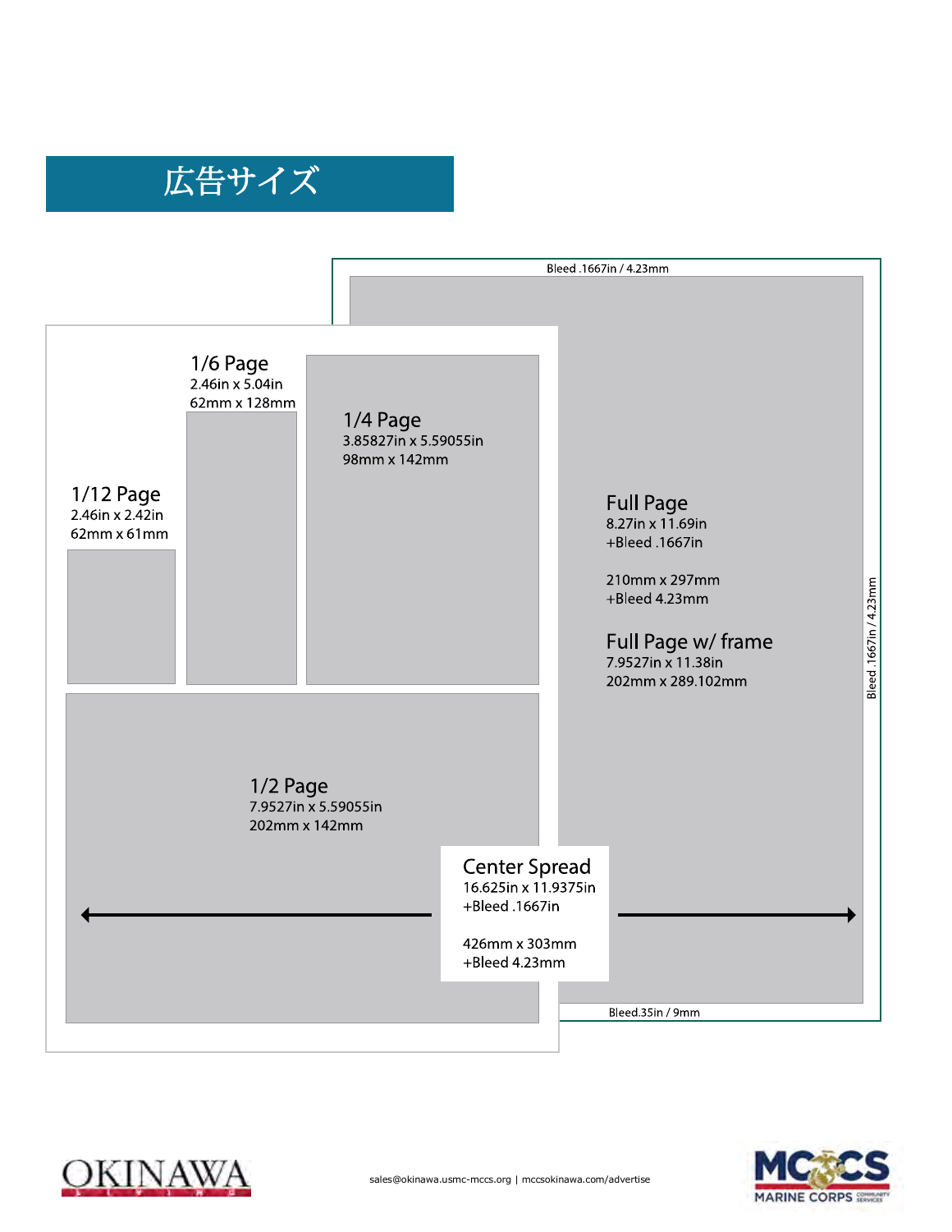# 広告サイズ

Bleed .1667in / 4.23mm

**1/6 Page**
2.46in x 5.04in
62mm x 128mm

**1/4 Page**
3.85827in x 5.59055in
98mm x 142mm

**1/12 Page**
2.46in x 2.42in
62mm x 61mm

**Full Page**
8.27in x 11.69in
+Bleed .1667in

210mm x 297mm
+Bleed 4.23mm

**Full Page w/ frame**
7.9527in x 11.38in
202mm x 289.102mm

Bleed .1667in / 4.23mm

**1/2 Page**
7.9527in x 5.59055in
202mm x 142mm

**Center Spread**
16.625in x 11.9375in
+Bleed .1667in

426mm x 303mm
+Bleed 4.23mm

Bleed.35in / 9mm

sales@okinawa.usmc-mccs.org | mccsokinawa.com/advertise